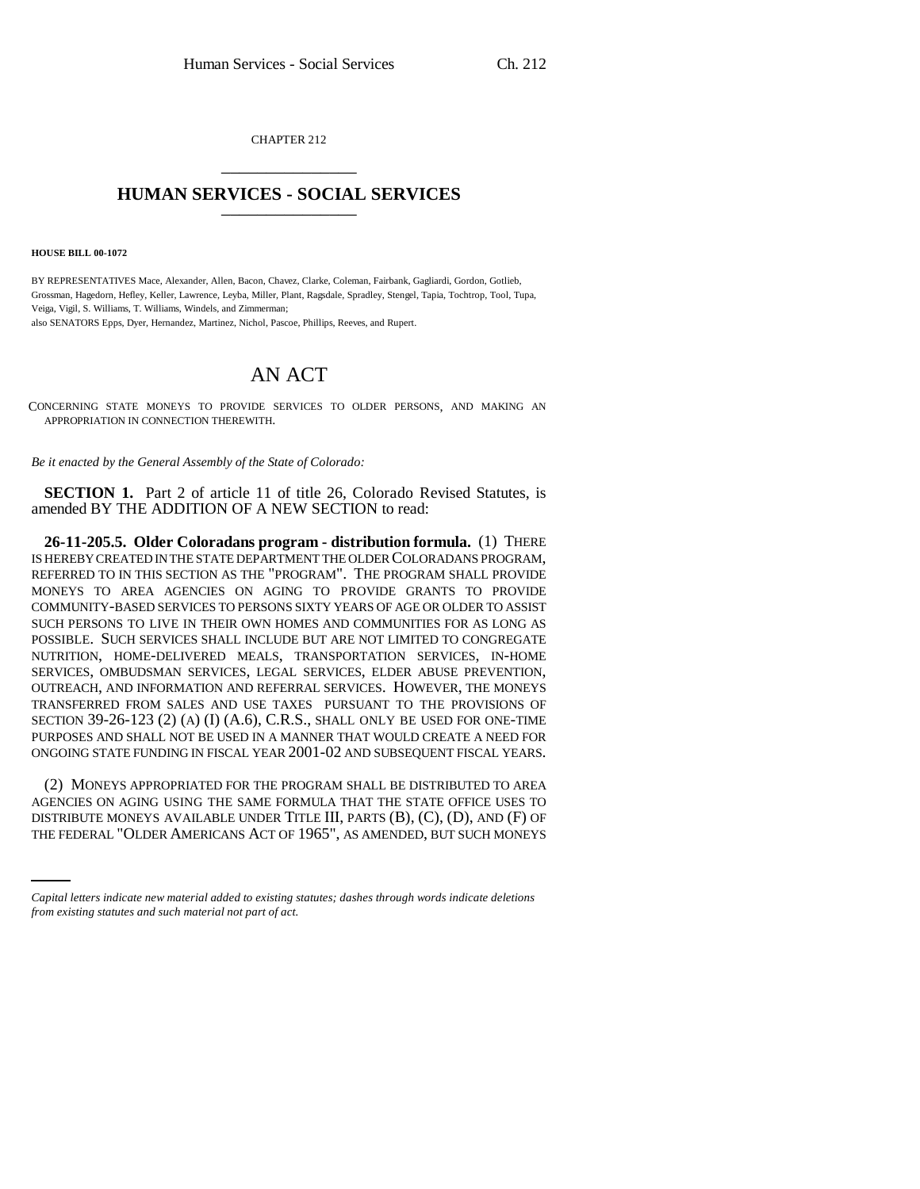CHAPTER 212

# HUMAN SERVICES - SOCIAL SERVICES

**HOUSE BILL 00-1072**

BY REPRESENTATIVES Mace, Alexander, Allen, Bacon, Chavez, Clarke, Coleman, Fairbank, Gagliardi, Gordon, Gotlieb, Grossman, Hagedorn, Hefley, Keller, Lawrence, Leyba, Miller, Plant, Ragsdale, Spradley, Stengel, Tapia, Tochtrop, Tool, Tupa, Veiga, Vigil, S. Williams, T. Williams, Windels, and Zimmerman;
also SENATORS Epps, Dyer, Hernandez, Martinez, Nichol, Pascoe, Phillips, Reeves, and Rupert.

# AN ACT

CONCERNING STATE MONEYS TO PROVIDE SERVICES TO OLDER PERSONS, AND MAKING AN APPROPRIATION IN CONNECTION THEREWITH.

*Be it enacted by the General Assembly of the State of Colorado:*

**SECTION 1.** Part 2 of article 11 of title 26, Colorado Revised Statutes, is amended BY THE ADDITION OF A NEW SECTION to read:

**26-11-205.5. Older Coloradans program - distribution formula.** (1) THERE IS HEREBY CREATED IN THE STATE DEPARTMENT THE OLDER COLORADANS PROGRAM, REFERRED TO IN THIS SECTION AS THE "PROGRAM". THE PROGRAM SHALL PROVIDE MONEYS TO AREA AGENCIES ON AGING TO PROVIDE GRANTS TO PROVIDE COMMUNITY-BASED SERVICES TO PERSONS SIXTY YEARS OF AGE OR OLDER TO ASSIST SUCH PERSONS TO LIVE IN THEIR OWN HOMES AND COMMUNITIES FOR AS LONG AS POSSIBLE. SUCH SERVICES SHALL INCLUDE BUT ARE NOT LIMITED TO CONGREGATE NUTRITION, HOME-DELIVERED MEALS, TRANSPORTATION SERVICES, IN-HOME SERVICES, OMBUDSMAN SERVICES, LEGAL SERVICES, ELDER ABUSE PREVENTION, OUTREACH, AND INFORMATION AND REFERRAL SERVICES. HOWEVER, THE MONEYS TRANSFERRED FROM SALES AND USE TAXES PURSUANT TO THE PROVISIONS OF SECTION 39-26-123 (2) (A) (I) (A.6), C.R.S., SHALL ONLY BE USED FOR ONE-TIME PURPOSES AND SHALL NOT BE USED IN A MANNER THAT WOULD CREATE A NEED FOR ONGOING STATE FUNDING IN FISCAL YEAR 2001-02 AND SUBSEQUENT FISCAL YEARS.

(2) MONEYS APPROPRIATED FOR THE PROGRAM SHALL BE DISTRIBUTED TO AREA AGENCIES ON AGING USING THE SAME FORMULA THAT THE STATE OFFICE USES TO DISTRIBUTE MONEYS AVAILABLE UNDER TITLE III, PARTS (B), (C), (D), AND (F) OF THE FEDERAL "OLDER AMERICANS ACT OF 1965", AS AMENDED, BUT SUCH MONEYS

*Capital letters indicate new material added to existing statutes; dashes through words indicate deletions from existing statutes and such material not part of act.*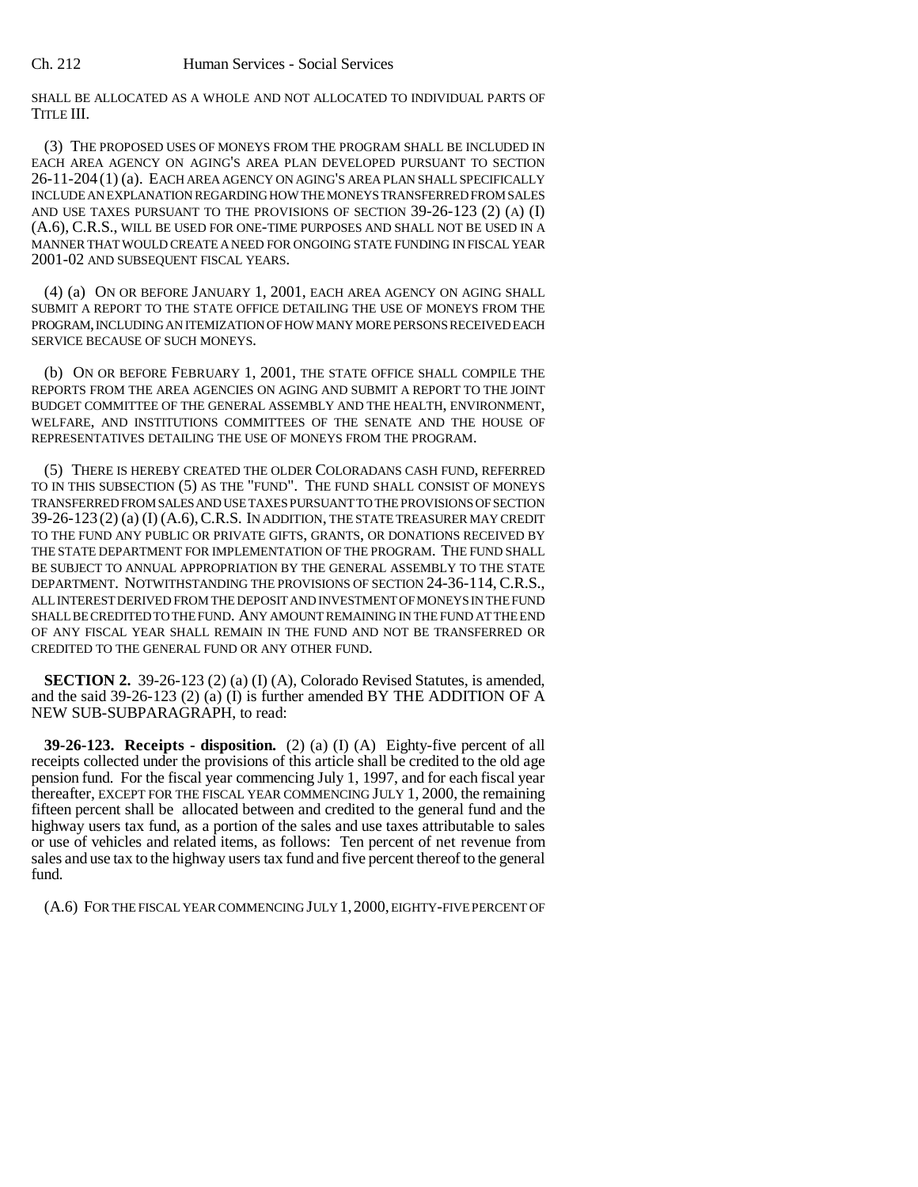SHALL BE ALLOCATED AS A WHOLE AND NOT ALLOCATED TO INDIVIDUAL PARTS OF TITLE III.

(3) THE PROPOSED USES OF MONEYS FROM THE PROGRAM SHALL BE INCLUDED IN EACH AREA AGENCY ON AGING'S AREA PLAN DEVELOPED PURSUANT TO SECTION 26-11-204 (1) (a). EACH AREA AGENCY ON AGING'S AREA PLAN SHALL SPECIFICALLY INCLUDE AN EXPLANATION REGARDING HOW THE MONEYS TRANSFERRED FROM SALES AND USE TAXES PURSUANT TO THE PROVISIONS OF SECTION 39-26-123 (2) (A) (I) (A.6), C.R.S., WILL BE USED FOR ONE-TIME PURPOSES AND SHALL NOT BE USED IN A MANNER THAT WOULD CREATE A NEED FOR ONGOING STATE FUNDING IN FISCAL YEAR 2001-02 AND SUBSEQUENT FISCAL YEARS.

(4) (a) ON OR BEFORE JANUARY 1, 2001, EACH AREA AGENCY ON AGING SHALL SUBMIT A REPORT TO THE STATE OFFICE DETAILING THE USE OF MONEYS FROM THE PROGRAM, INCLUDING AN ITEMIZATION OF HOW MANY MORE PERSONS RECEIVED EACH SERVICE BECAUSE OF SUCH MONEYS.

(b) ON OR BEFORE FEBRUARY 1, 2001, THE STATE OFFICE SHALL COMPILE THE REPORTS FROM THE AREA AGENCIES ON AGING AND SUBMIT A REPORT TO THE JOINT BUDGET COMMITTEE OF THE GENERAL ASSEMBLY AND THE HEALTH, ENVIRONMENT, WELFARE, AND INSTITUTIONS COMMITTEES OF THE SENATE AND THE HOUSE OF REPRESENTATIVES DETAILING THE USE OF MONEYS FROM THE PROGRAM.

(5) THERE IS HEREBY CREATED THE OLDER COLORADANS CASH FUND, REFERRED TO IN THIS SUBSECTION (5) AS THE "FUND". THE FUND SHALL CONSIST OF MONEYS TRANSFERRED FROM SALES AND USE TAXES PURSUANT TO THE PROVISIONS OF SECTION 39-26-123 (2) (a) (I) (A.6), C.R.S. IN ADDITION, THE STATE TREASURER MAY CREDIT TO THE FUND ANY PUBLIC OR PRIVATE GIFTS, GRANTS, OR DONATIONS RECEIVED BY THE STATE DEPARTMENT FOR IMPLEMENTATION OF THE PROGRAM. THE FUND SHALL BE SUBJECT TO ANNUAL APPROPRIATION BY THE GENERAL ASSEMBLY TO THE STATE DEPARTMENT. NOTWITHSTANDING THE PROVISIONS OF SECTION 24-36-114, C.R.S., ALL INTEREST DERIVED FROM THE DEPOSIT AND INVESTMENT OF MONEYS IN THE FUND SHALL BE CREDITED TO THE FUND. ANY AMOUNT REMAINING IN THE FUND AT THE END OF ANY FISCAL YEAR SHALL REMAIN IN THE FUND AND NOT BE TRANSFERRED OR CREDITED TO THE GENERAL FUND OR ANY OTHER FUND.

**SECTION 2.** 39-26-123 (2) (a) (I) (A), Colorado Revised Statutes, is amended, and the said 39-26-123 (2) (a) (I) is further amended BY THE ADDITION OF A NEW SUB-SUBPARAGRAPH, to read:

**39-26-123. Receipts - disposition.** (2) (a) (I) (A) Eighty-five percent of all receipts collected under the provisions of this article shall be credited to the old age pension fund. For the fiscal year commencing July 1, 1997, and for each fiscal year thereafter, EXCEPT FOR THE FISCAL YEAR COMMENCING JULY 1, 2000, the remaining fifteen percent shall be allocated between and credited to the general fund and the highway users tax fund, as a portion of the sales and use taxes attributable to sales or use of vehicles and related items, as follows: Ten percent of net revenue from sales and use tax to the highway users tax fund and five percent thereof to the general fund.

(A.6) FOR THE FISCAL YEAR COMMENCING JULY 1, 2000, EIGHTY-FIVE PERCENT OF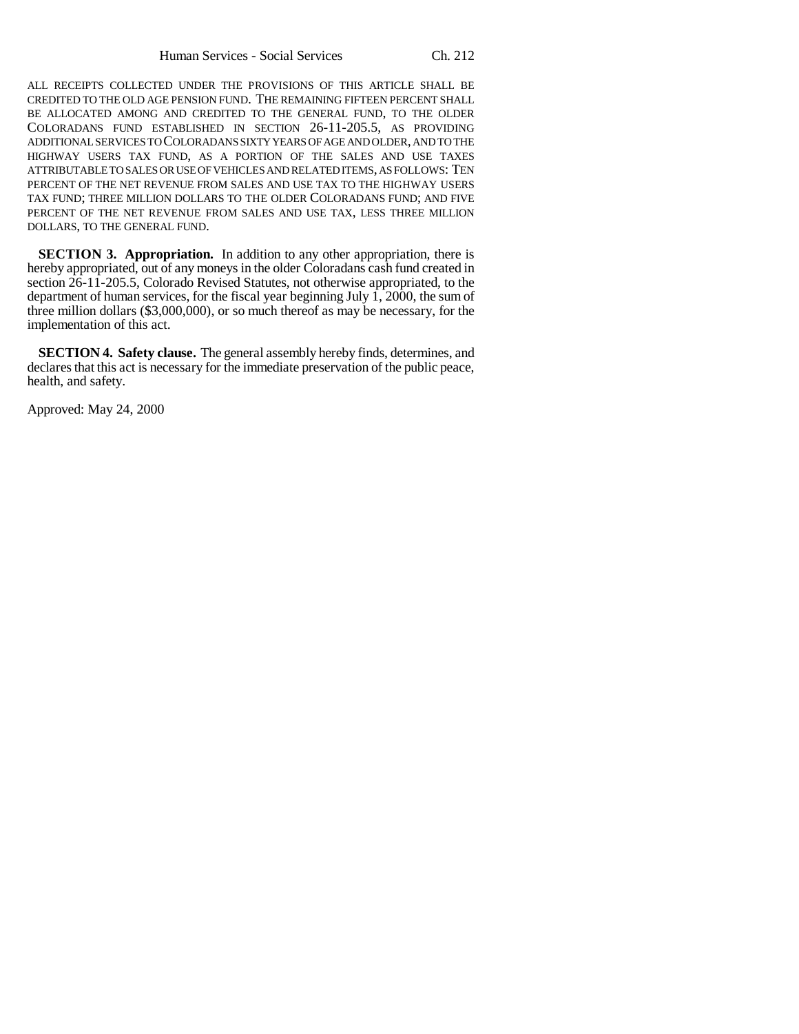ALL RECEIPTS COLLECTED UNDER THE PROVISIONS OF THIS ARTICLE SHALL BE CREDITED TO THE OLD AGE PENSION FUND. THE REMAINING FIFTEEN PERCENT SHALL BE ALLOCATED AMONG AND CREDITED TO THE GENERAL FUND, TO THE OLDER COLORADANS FUND ESTABLISHED IN SECTION 26-11-205.5, AS PROVIDING ADDITIONAL SERVICES TO COLORADANS SIXTY YEARS OF AGE AND OLDER, AND TO THE HIGHWAY USERS TAX FUND, AS A PORTION OF THE SALES AND USE TAXES ATTRIBUTABLE TO SALES OR USE OF VEHICLES AND RELATED ITEMS, AS FOLLOWS: TEN PERCENT OF THE NET REVENUE FROM SALES AND USE TAX TO THE HIGHWAY USERS TAX FUND; THREE MILLION DOLLARS TO THE OLDER COLORADANS FUND; AND FIVE PERCENT OF THE NET REVENUE FROM SALES AND USE TAX, LESS THREE MILLION DOLLARS, TO THE GENERAL FUND.

**SECTION 3. Appropriation.** In addition to any other appropriation, there is hereby appropriated, out of any moneys in the older Coloradans cash fund created in section 26-11-205.5, Colorado Revised Statutes, not otherwise appropriated, to the department of human services, for the fiscal year beginning July 1, 2000, the sum of three million dollars ($3,000,000), or so much thereof as may be necessary, for the implementation of this act.

**SECTION 4. Safety clause.** The general assembly hereby finds, determines, and declares that this act is necessary for the immediate preservation of the public peace, health, and safety.

Approved: May 24, 2000